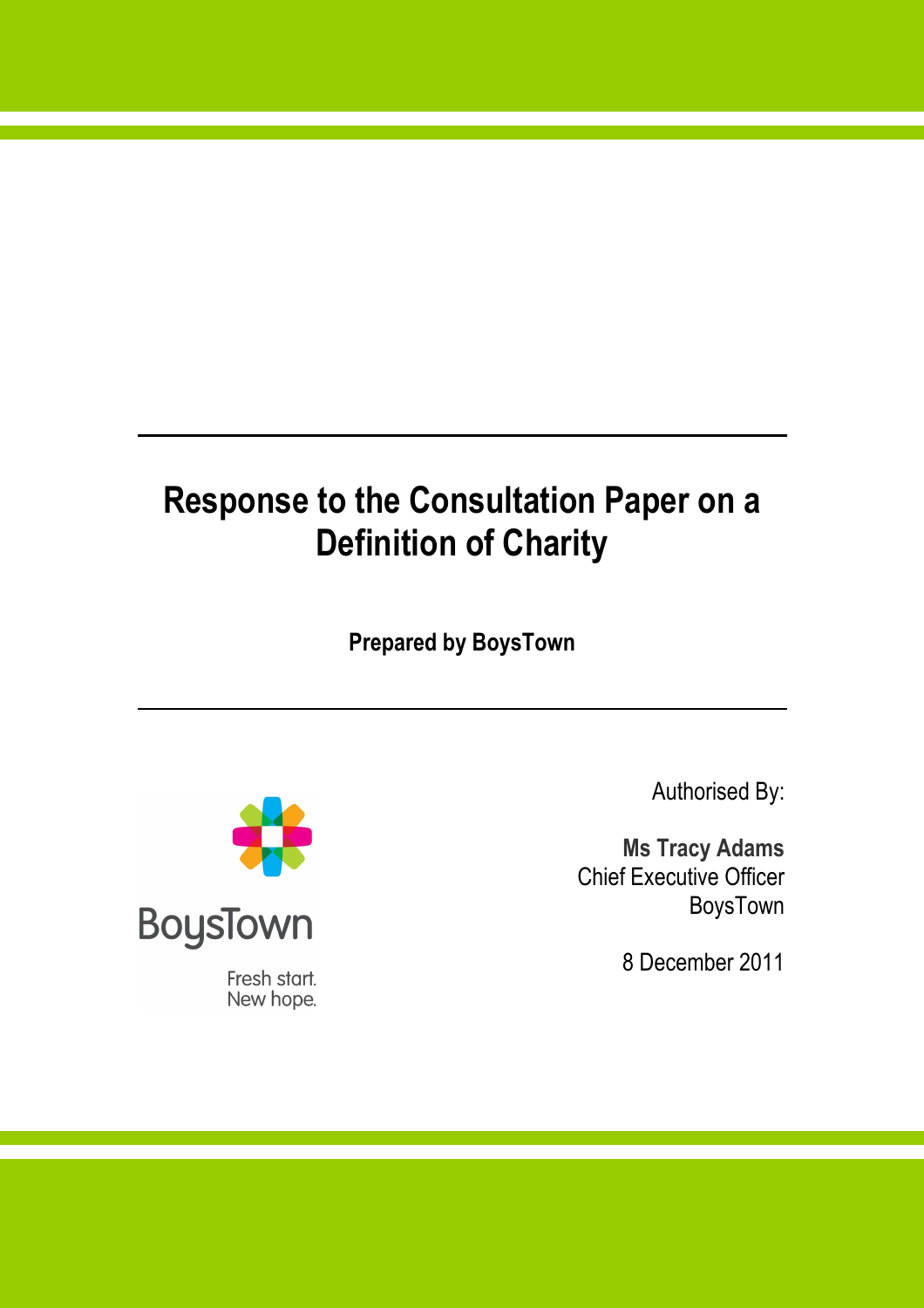# Response to the Consultation Paper on a Definition of Charity

**Prepared by BoysTown**

BoysTown

Fresh start.
New hope.

Authorised By:

**Ms Tracy Adams**
Chief Executive Officer
BoysTown

8 December 2011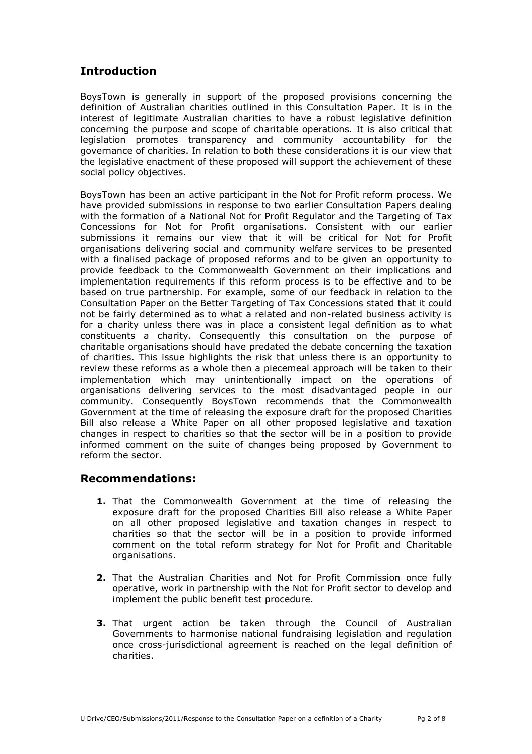## Introduction

BoysTown is generally in support of the proposed provisions concerning the definition of Australian charities outlined in this Consultation Paper. It is in the interest of legitimate Australian charities to have a robust legislative definition concerning the purpose and scope of charitable operations. It is also critical that legislation promotes transparency and community accountability for the governance of charities. In relation to both these considerations it is our view that the legislative enactment of these proposed will support the achievement of these social policy objectives.

BoysTown has been an active participant in the Not for Profit reform process. We have provided submissions in response to two earlier Consultation Papers dealing with the formation of a National Not for Profit Regulator and the Targeting of Tax Concessions for Not for Profit organisations. Consistent with our earlier submissions it remains our view that it will be critical for Not for Profit organisations delivering social and community welfare services to be presented with a finalised package of proposed reforms and to be given an opportunity to provide feedback to the Commonwealth Government on their implications and implementation requirements if this reform process is to be effective and to be based on true partnership. For example, some of our feedback in relation to the Consultation Paper on the Better Targeting of Tax Concessions stated that it could not be fairly determined as to what a related and non-related business activity is for a charity unless there was in place a consistent legal definition as to what constituents a charity. Consequently this consultation on the purpose of charitable organisations should have predated the debate concerning the taxation of charities. This issue highlights the risk that unless there is an opportunity to review these reforms as a whole then a piecemeal approach will be taken to their implementation which may unintentionally impact on the operations of organisations delivering services to the most disadvantaged people in our community. Consequently BoysTown recommends that the Commonwealth Government at the time of releasing the exposure draft for the proposed Charities Bill also release a White Paper on all other proposed legislative and taxation changes in respect to charities so that the sector will be in a position to provide informed comment on the suite of changes being proposed by Government to reform the sector.

## Recommendations:

1. That the Commonwealth Government at the time of releasing the exposure draft for the proposed Charities Bill also release a White Paper on all other proposed legislative and taxation changes in respect to charities so that the sector will be in a position to provide informed comment on the total reform strategy for Not for Profit and Charitable organisations.

2. That the Australian Charities and Not for Profit Commission once fully operative, work in partnership with the Not for Profit sector to develop and implement the public benefit test procedure.

3. That urgent action be taken through the Council of Australian Governments to harmonise national fundraising legislation and regulation once cross-jurisdictional agreement is reached on the legal definition of charities.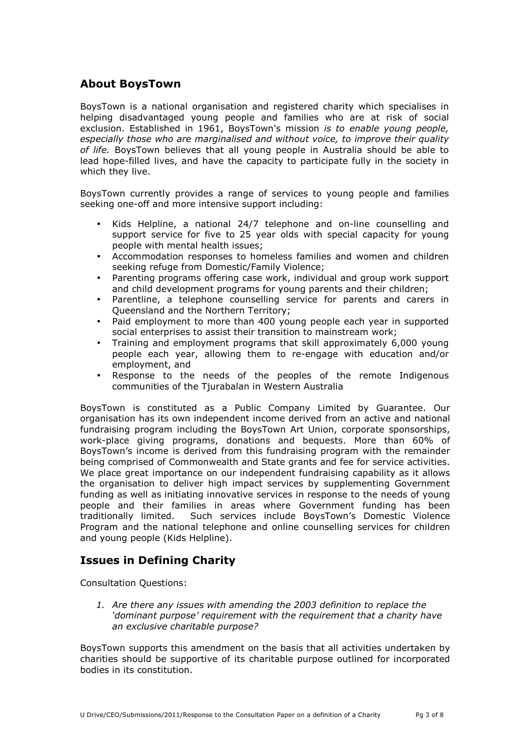## About BoysTown

BoysTown is a national organisation and registered charity which specialises in helping disadvantaged young people and families who are at risk of social exclusion. Established in 1961, BoysTown's mission *is to enable young people, especially those who are marginalised and without voice, to improve their quality of life.* BoysTown believes that all young people in Australia should be able to lead hope-filled lives, and have the capacity to participate fully in the society in which they live.

BoysTown currently provides a range of services to young people and families seeking one-off and more intensive support including:

- Kids Helpline, a national 24/7 telephone and on-line counselling and support service for five to 25 year olds with special capacity for young people with mental health issues;
- Accommodation responses to homeless families and women and children seeking refuge from Domestic/Family Violence;
- Parenting programs offering case work, individual and group work support and child development programs for young parents and their children;
- Parentline, a telephone counselling service for parents and carers in Queensland and the Northern Territory;
- Paid employment to more than 400 young people each year in supported social enterprises to assist their transition to mainstream work;
- Training and employment programs that skill approximately 6,000 young people each year, allowing them to re-engage with education and/or employment, and
- Response to the needs of the peoples of the remote Indigenous communities of the Tjurabalan in Western Australia

BoysTown is constituted as a Public Company Limited by Guarantee. Our organisation has its own independent income derived from an active and national fundraising program including the BoysTown Art Union, corporate sponsorships, work-place giving programs, donations and bequests. More than 60% of BoysTown's income is derived from this fundraising program with the remainder being comprised of Commonwealth and State grants and fee for service activities. We place great importance on our independent fundraising capability as it allows the organisation to deliver high impact services by supplementing Government funding as well as initiating innovative services in response to the needs of young people and their families in areas where Government funding has been traditionally limited. Such services include BoysTown's Domestic Violence Program and the national telephone and online counselling services for children and young people (Kids Helpline).

## Issues in Defining Charity

Consultation Questions:

1. *Are there any issues with amending the 2003 definition to replace the 'dominant purpose' requirement with the requirement that a charity have an exclusive charitable purpose?*

BoysTown supports this amendment on the basis that all activities undertaken by charities should be supportive of its charitable purpose outlined for incorporated bodies in its constitution.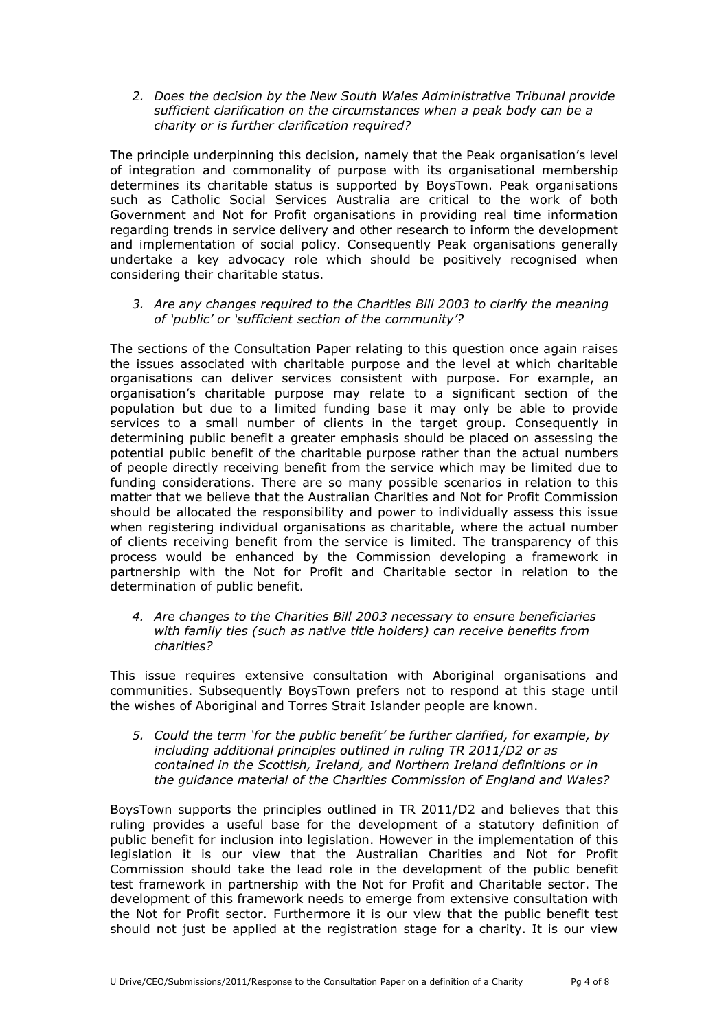2. *Does the decision by the New South Wales Administrative Tribunal provide sufficient clarification on the circumstances when a peak body can be a charity or is further clarification required?*

The principle underpinning this decision, namely that the Peak organisation's level of integration and commonality of purpose with its organisational membership determines its charitable status is supported by BoysTown. Peak organisations such as Catholic Social Services Australia are critical to the work of both Government and Not for Profit organisations in providing real time information regarding trends in service delivery and other research to inform the development and implementation of social policy. Consequently Peak organisations generally undertake a key advocacy role which should be positively recognised when considering their charitable status.

3. *Are any changes required to the Charities Bill 2003 to clarify the meaning of 'public' or 'sufficient section of the community'?*

The sections of the Consultation Paper relating to this question once again raises the issues associated with charitable purpose and the level at which charitable organisations can deliver services consistent with purpose. For example, an organisation's charitable purpose may relate to a significant section of the population but due to a limited funding base it may only be able to provide services to a small number of clients in the target group. Consequently in determining public benefit a greater emphasis should be placed on assessing the potential public benefit of the charitable purpose rather than the actual numbers of people directly receiving benefit from the service which may be limited due to funding considerations. There are so many possible scenarios in relation to this matter that we believe that the Australian Charities and Not for Profit Commission should be allocated the responsibility and power to individually assess this issue when registering individual organisations as charitable, where the actual number of clients receiving benefit from the service is limited. The transparency of this process would be enhanced by the Commission developing a framework in partnership with the Not for Profit and Charitable sector in relation to the determination of public benefit.

4. *Are changes to the Charities Bill 2003 necessary to ensure beneficiaries with family ties (such as native title holders) can receive benefits from charities?*

This issue requires extensive consultation with Aboriginal organisations and communities. Subsequently BoysTown prefers not to respond at this stage until the wishes of Aboriginal and Torres Strait Islander people are known.

5. *Could the term 'for the public benefit' be further clarified, for example, by including additional principles outlined in ruling TR 2011/D2 or as contained in the Scottish, Ireland, and Northern Ireland definitions or in the guidance material of the Charities Commission of England and Wales?*

BoysTown supports the principles outlined in TR 2011/D2 and believes that this ruling provides a useful base for the development of a statutory definition of public benefit for inclusion into legislation. However in the implementation of this legislation it is our view that the Australian Charities and Not for Profit Commission should take the lead role in the development of the public benefit test framework in partnership with the Not for Profit and Charitable sector. The development of this framework needs to emerge from extensive consultation with the Not for Profit sector. Furthermore it is our view that the public benefit test should not just be applied at the registration stage for a charity. It is our view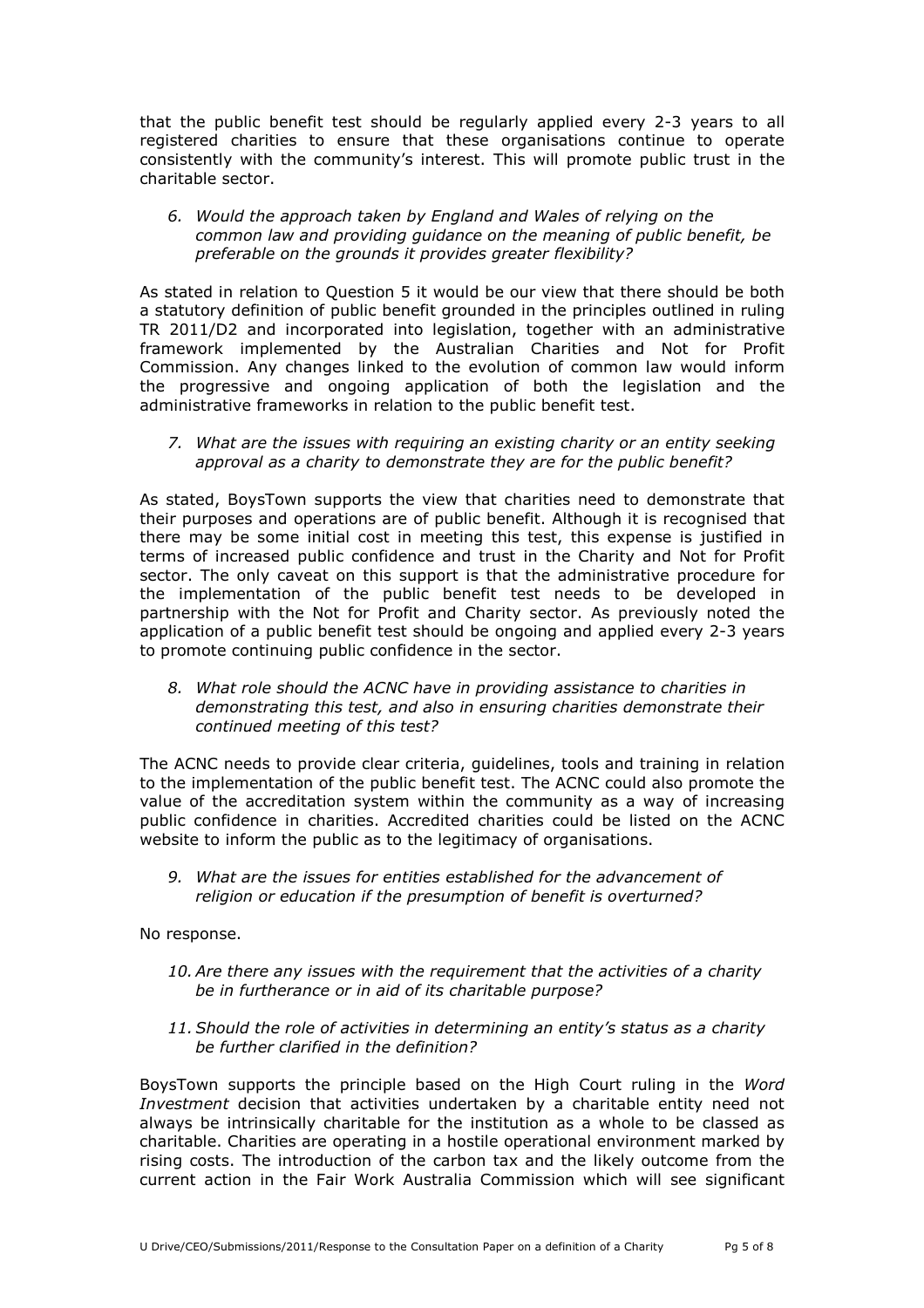that the public benefit test should be regularly applied every 2-3 years to all registered charities to ensure that these organisations continue to operate consistently with the community's interest. This will promote public trust in the charitable sector.

6. *Would the approach taken by England and Wales of relying on the common law and providing guidance on the meaning of public benefit, be preferable on the grounds it provides greater flexibility?*

As stated in relation to Question 5 it would be our view that there should be both a statutory definition of public benefit grounded in the principles outlined in ruling TR 2011/D2 and incorporated into legislation, together with an administrative framework implemented by the Australian Charities and Not for Profit Commission. Any changes linked to the evolution of common law would inform the progressive and ongoing application of both the legislation and the administrative frameworks in relation to the public benefit test.

7. *What are the issues with requiring an existing charity or an entity seeking approval as a charity to demonstrate they are for the public benefit?*

As stated, BoysTown supports the view that charities need to demonstrate that their purposes and operations are of public benefit. Although it is recognised that there may be some initial cost in meeting this test, this expense is justified in terms of increased public confidence and trust in the Charity and Not for Profit sector. The only caveat on this support is that the administrative procedure for the implementation of the public benefit test needs to be developed in partnership with the Not for Profit and Charity sector. As previously noted the application of a public benefit test should be ongoing and applied every 2-3 years to promote continuing public confidence in the sector.

8. *What role should the ACNC have in providing assistance to charities in demonstrating this test, and also in ensuring charities demonstrate their continued meeting of this test?*

The ACNC needs to provide clear criteria, guidelines, tools and training in relation to the implementation of the public benefit test. The ACNC could also promote the value of the accreditation system within the community as a way of increasing public confidence in charities. Accredited charities could be listed on the ACNC website to inform the public as to the legitimacy of organisations.

9. *What are the issues for entities established for the advancement of religion or education if the presumption of benefit is overturned?*

No response.

10. *Are there any issues with the requirement that the activities of a charity be in furtherance or in aid of its charitable purpose?*

11. *Should the role of activities in determining an entity's status as a charity be further clarified in the definition?*

BoysTown supports the principle based on the High Court ruling in the *Word Investment* decision that activities undertaken by a charitable entity need not always be intrinsically charitable for the institution as a whole to be classed as charitable. Charities are operating in a hostile operational environment marked by rising costs. The introduction of the carbon tax and the likely outcome from the current action in the Fair Work Australia Commission which will see significant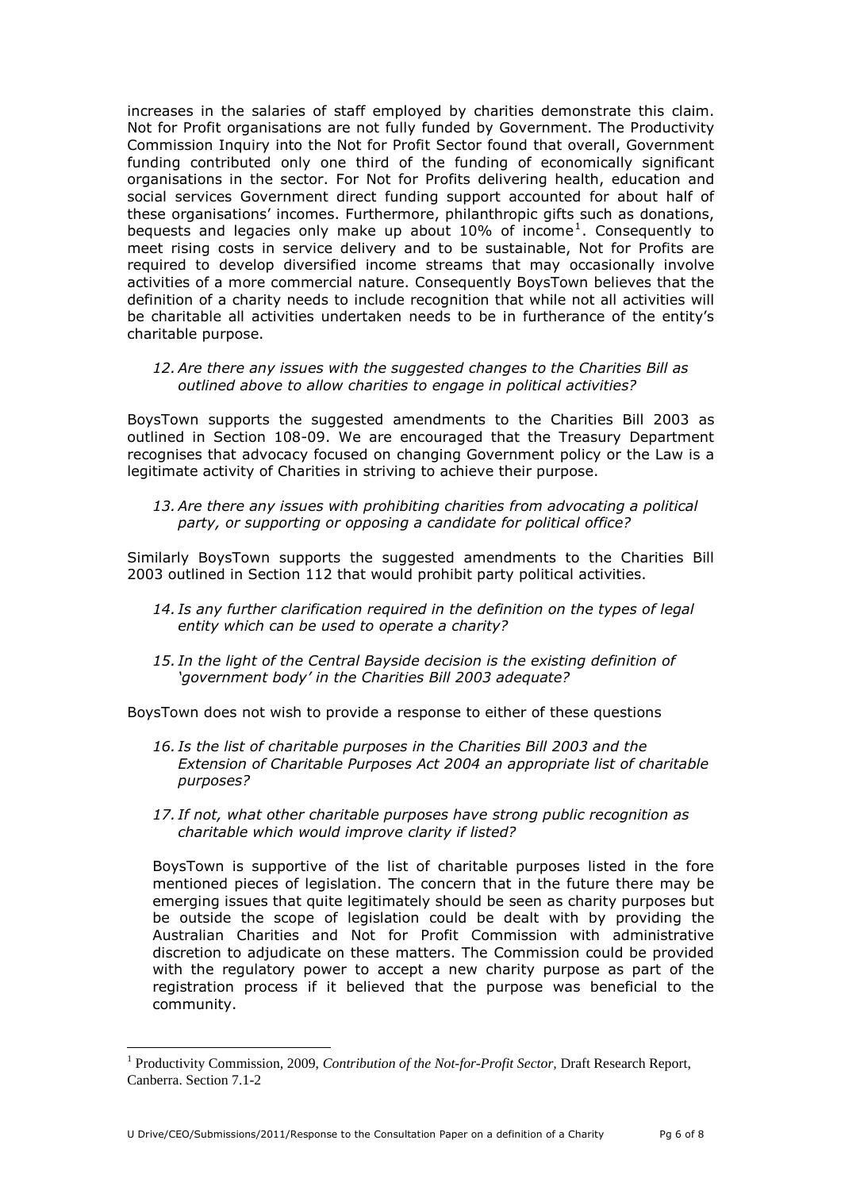increases in the salaries of staff employed by charities demonstrate this claim. Not for Profit organisations are not fully funded by Government. The Productivity Commission Inquiry into the Not for Profit Sector found that overall, Government funding contributed only one third of the funding of economically significant organisations in the sector. For Not for Profits delivering health, education and social services Government direct funding support accounted for about half of these organisations' incomes. Furthermore, philanthropic gifts such as donations, bequests and legacies only make up about 10% of income[1]. Consequently to meet rising costs in service delivery and to be sustainable, Not for Profits are required to develop diversified income streams that may occasionally involve activities of a more commercial nature. Consequently BoysTown believes that the definition of a charity needs to include recognition that while not all activities will be charitable all activities undertaken needs to be in furtherance of the entity's charitable purpose.

*12. Are there any issues with the suggested changes to the Charities Bill as outlined above to allow charities to engage in political activities?*

BoysTown supports the suggested amendments to the Charities Bill 2003 as outlined in Section 108-09. We are encouraged that the Treasury Department recognises that advocacy focused on changing Government policy or the Law is a legitimate activity of Charities in striving to achieve their purpose.

*13. Are there any issues with prohibiting charities from advocating a political party, or supporting or opposing a candidate for political office?*

Similarly BoysTown supports the suggested amendments to the Charities Bill 2003 outlined in Section 112 that would prohibit party political activities.

*14. Is any further clarification required in the definition on the types of legal entity which can be used to operate a charity?*

*15. In the light of the Central Bayside decision is the existing definition of 'government body' in the Charities Bill 2003 adequate?*

BoysTown does not wish to provide a response to either of these questions

*16. Is the list of charitable purposes in the Charities Bill 2003 and the Extension of Charitable Purposes Act 2004 an appropriate list of charitable purposes?*

*17. If not, what other charitable purposes have strong public recognition as charitable which would improve clarity if listed?*

BoysTown is supportive of the list of charitable purposes listed in the fore mentioned pieces of legislation. The concern that in the future there may be emerging issues that quite legitimately should be seen as charity purposes but be outside the scope of legislation could be dealt with by providing the Australian Charities and Not for Profit Commission with administrative discretion to adjudicate on these matters. The Commission could be provided with the regulatory power to accept a new charity purpose as part of the registration process if it believed that the purpose was beneficial to the community.

---

[1] Productivity Commission, 2009, *Contribution of the Not-for-Profit Sector,* Draft Research Report, Canberra. Section 7.1-2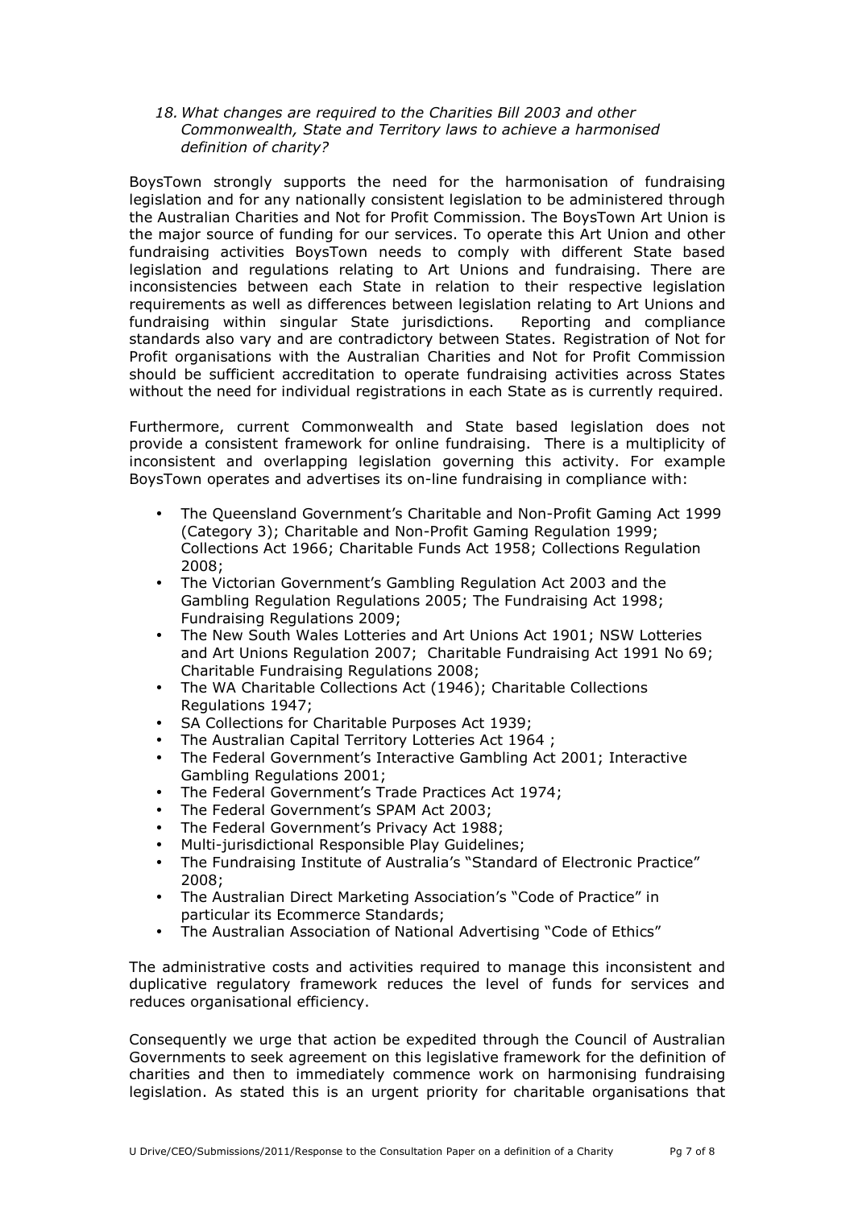*18. What changes are required to the Charities Bill 2003 and other Commonwealth, State and Territory laws to achieve a harmonised definition of charity?*

BoysTown strongly supports the need for the harmonisation of fundraising legislation and for any nationally consistent legislation to be administered through the Australian Charities and Not for Profit Commission. The BoysTown Art Union is the major source of funding for our services. To operate this Art Union and other fundraising activities BoysTown needs to comply with different State based legislation and regulations relating to Art Unions and fundraising. There are inconsistencies between each State in relation to their respective legislation requirements as well as differences between legislation relating to Art Unions and fundraising within singular State jurisdictions. Reporting and compliance standards also vary and are contradictory between States. Registration of Not for Profit organisations with the Australian Charities and Not for Profit Commission should be sufficient accreditation to operate fundraising activities across States without the need for individual registrations in each State as is currently required.

Furthermore, current Commonwealth and State based legislation does not provide a consistent framework for online fundraising. There is a multiplicity of inconsistent and overlapping legislation governing this activity. For example BoysTown operates and advertises its on-line fundraising in compliance with:

- The Queensland Government's Charitable and Non-Profit Gaming Act 1999 (Category 3); Charitable and Non-Profit Gaming Regulation 1999; Collections Act 1966; Charitable Funds Act 1958; Collections Regulation 2008;
- The Victorian Government's Gambling Regulation Act 2003 and the Gambling Regulation Regulations 2005; The Fundraising Act 1998; Fundraising Regulations 2009;
- The New South Wales Lotteries and Art Unions Act 1901; NSW Lotteries and Art Unions Regulation 2007; Charitable Fundraising Act 1991 No 69; Charitable Fundraising Regulations 2008;
- The WA Charitable Collections Act (1946); Charitable Collections Regulations 1947;
- SA Collections for Charitable Purposes Act 1939;
- The Australian Capital Territory Lotteries Act 1964 ;
- The Federal Government's Interactive Gambling Act 2001; Interactive Gambling Regulations 2001;
- The Federal Government's Trade Practices Act 1974;
- The Federal Government's SPAM Act 2003;
- The Federal Government's Privacy Act 1988;
- Multi-jurisdictional Responsible Play Guidelines;
- The Fundraising Institute of Australia's "Standard of Electronic Practice" 2008;
- The Australian Direct Marketing Association's "Code of Practice" in particular its Ecommerce Standards;
- The Australian Association of National Advertising "Code of Ethics"

The administrative costs and activities required to manage this inconsistent and duplicative regulatory framework reduces the level of funds for services and reduces organisational efficiency.

Consequently we urge that action be expedited through the Council of Australian Governments to seek agreement on this legislative framework for the definition of charities and then to immediately commence work on harmonising fundraising legislation. As stated this is an urgent priority for charitable organisations that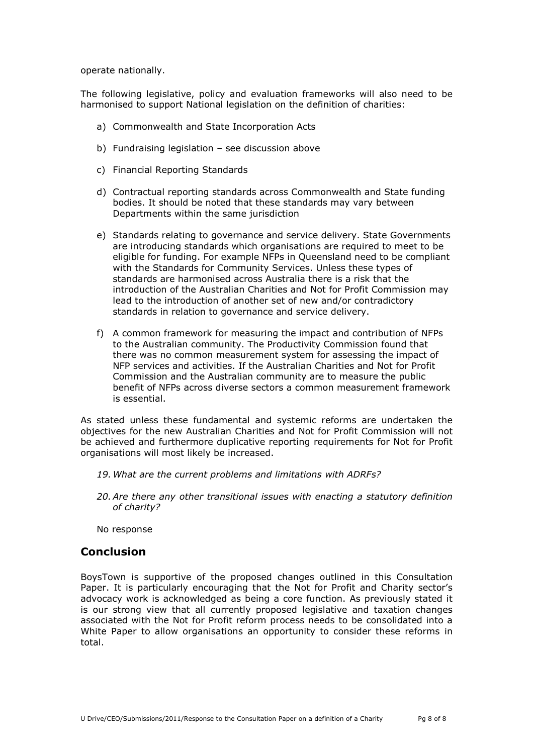operate nationally.

The following legislative, policy and evaluation frameworks will also need to be harmonised to support National legislation on the definition of charities:

a) Commonwealth and State Incorporation Acts

b) Fundraising legislation – see discussion above

c) Financial Reporting Standards

d) Contractual reporting standards across Commonwealth and State funding bodies. It should be noted that these standards may vary between Departments within the same jurisdiction

e) Standards relating to governance and service delivery. State Governments are introducing standards which organisations are required to meet to be eligible for funding. For example NFPs in Queensland need to be compliant with the Standards for Community Services. Unless these types of standards are harmonised across Australia there is a risk that the introduction of the Australian Charities and Not for Profit Commission may lead to the introduction of another set of new and/or contradictory standards in relation to governance and service delivery.

f) A common framework for measuring the impact and contribution of NFPs to the Australian community. The Productivity Commission found that there was no common measurement system for assessing the impact of NFP services and activities. If the Australian Charities and Not for Profit Commission and the Australian community are to measure the public benefit of NFPs across diverse sectors a common measurement framework is essential.

As stated unless these fundamental and systemic reforms are undertaken the objectives for the new Australian Charities and Not for Profit Commission will not be achieved and furthermore duplicative reporting requirements for Not for Profit organisations will most likely be increased.

19. *What are the current problems and limitations with ADRFs?*

20. *Are there any other transitional issues with enacting a statutory definition of charity?*

No response

## Conclusion

BoysTown is supportive of the proposed changes outlined in this Consultation Paper. It is particularly encouraging that the Not for Profit and Charity sector's advocacy work is acknowledged as being a core function. As previously stated it is our strong view that all currently proposed legislative and taxation changes associated with the Not for Profit reform process needs to be consolidated into a White Paper to allow organisations an opportunity to consider these reforms in total.